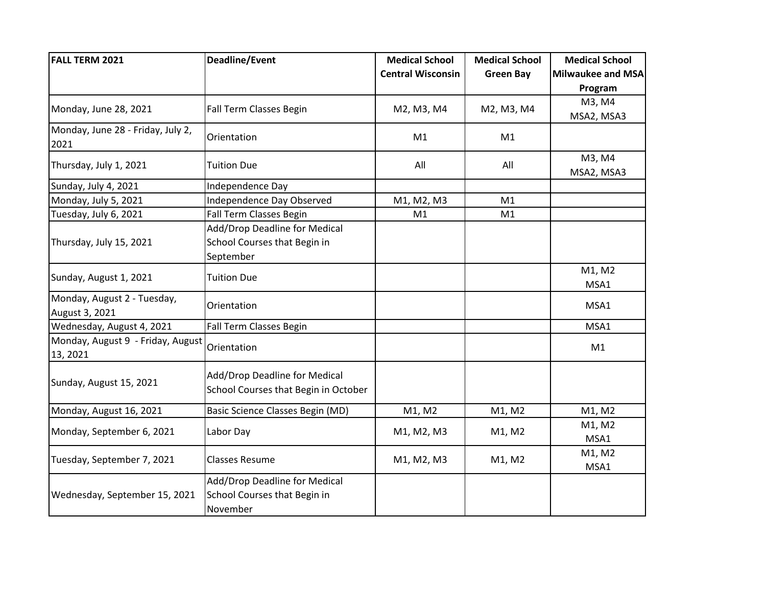| FALL TERM 2021 | Deadline/Event | Medical School Central Wisconsin | Medical School Green Bay | Medical School Milwaukee and MSA Program |
|---|---|---|---|---|
| Monday, June 28, 2021 | Fall Term Classes Begin | M2, M3, M4 | M2, M3, M4 | M3, M4 MSA2, MSA3 |
| Monday, June 28 - Friday, July 2, 2021 | Orientation | M1 | M1 | |
| Thursday, July 1, 2021 | Tuition Due | All | All | M3, M4 MSA2, MSA3 |
| Sunday, July 4, 2021 | Independence Day | | | |
| Monday, July 5, 2021 | Independence Day Observed | M1, M2, M3 | M1 | |
| Tuesday, July 6, 2021 | Fall Term Classes Begin | M1 | M1 | |
| Thursday, July 15, 2021 | Add/Drop Deadline for Medical School Courses that Begin in September | | | |
| Sunday, August 1, 2021 | Tuition Due | | | M1, M2 MSA1 |
| Monday, August 2 - Tuesday, August 3, 2021 | Orientation | | | MSA1 |
| Wednesday, August 4, 2021 | Fall Term Classes Begin | | | MSA1 |
| Monday, August 9 - Friday, August 13, 2021 | Orientation | | | M1 |
| Sunday, August 15, 2021 | Add/Drop Deadline for Medical School Courses that Begin in October | | | |
| Monday, August 16, 2021 | Basic Science Classes Begin (MD) | M1, M2 | M1, M2 | M1, M2 |
| Monday, September 6, 2021 | Labor Day | M1, M2, M3 | M1, M2 | M1, M2 MSA1 |
| Tuesday, September 7, 2021 | Classes Resume | M1, M2, M3 | M1, M2 | M1, M2 MSA1 |
| Wednesday, September 15, 2021 | Add/Drop Deadline for Medical School Courses that Begin in November | | | |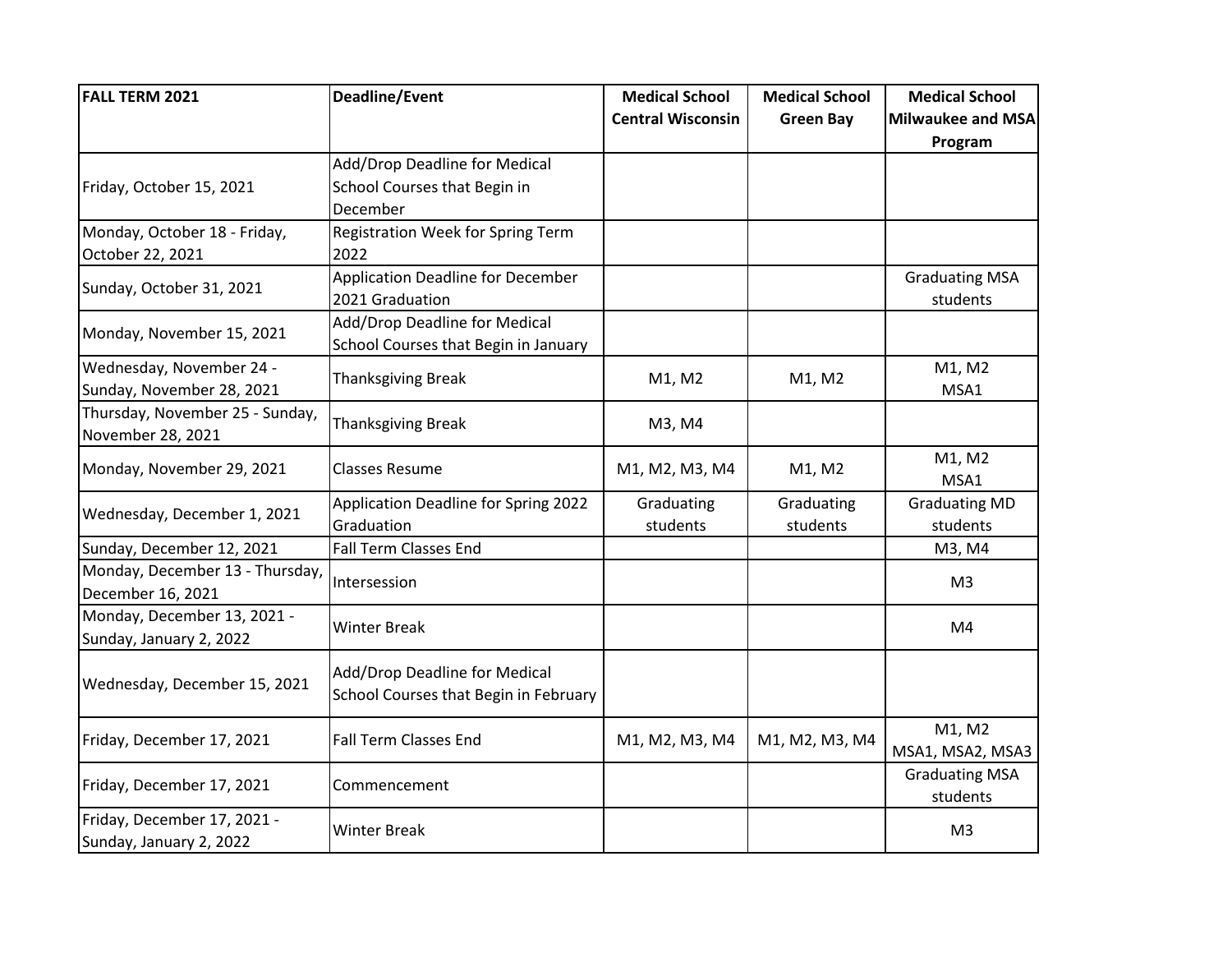| FALL TERM 2021 | Deadline/Event | Medical School Central Wisconsin | Medical School Green Bay | Medical School Milwaukee and MSA Program |
|---|---|---|---|---|
| Friday, October 15, 2021 | Add/Drop Deadline for Medical School Courses that Begin in December | | | |
| Monday, October 18 - Friday, October 22, 2021 | Registration Week for Spring Term 2022 | | | |
| Sunday, October 31, 2021 | Application Deadline for December 2021 Graduation | | | Graduating MSA students |
| Monday, November 15, 2021 | Add/Drop Deadline for Medical School Courses that Begin in January | | | |
| Wednesday, November 24 - Sunday, November 28, 2021 | Thanksgiving Break | M1, M2 | M1, M2 | M1, M2 MSA1 |
| Thursday, November 25 - Sunday, November 28, 2021 | Thanksgiving Break | M3, M4 | | |
| Monday, November 29, 2021 | Classes Resume | M1, M2, M3, M4 | M1, M2 | M1, M2 MSA1 |
| Wednesday, December 1, 2021 | Application Deadline for Spring 2022 Graduation | Graduating students | Graduating students | Graduating MD students |
| Sunday, December 12, 2021 | Fall Term Classes End | | | M3, M4 |
| Monday, December 13 - Thursday, December 16, 2021 | Intersession | | | M3 |
| Monday, December 13, 2021 - Sunday, January 2, 2022 | Winter Break | | | M4 |
| Wednesday, December 15, 2021 | Add/Drop Deadline for Medical School Courses that Begin in February | | | |
| Friday, December 17, 2021 | Fall Term Classes End | M1, M2, M3, M4 | M1, M2, M3, M4 | M1, M2 MSA1, MSA2, MSA3 |
| Friday, December 17, 2021 | Commencement | | | Graduating MSA students |
| Friday, December 17, 2021 - Sunday, January 2, 2022 | Winter Break | | | M3 |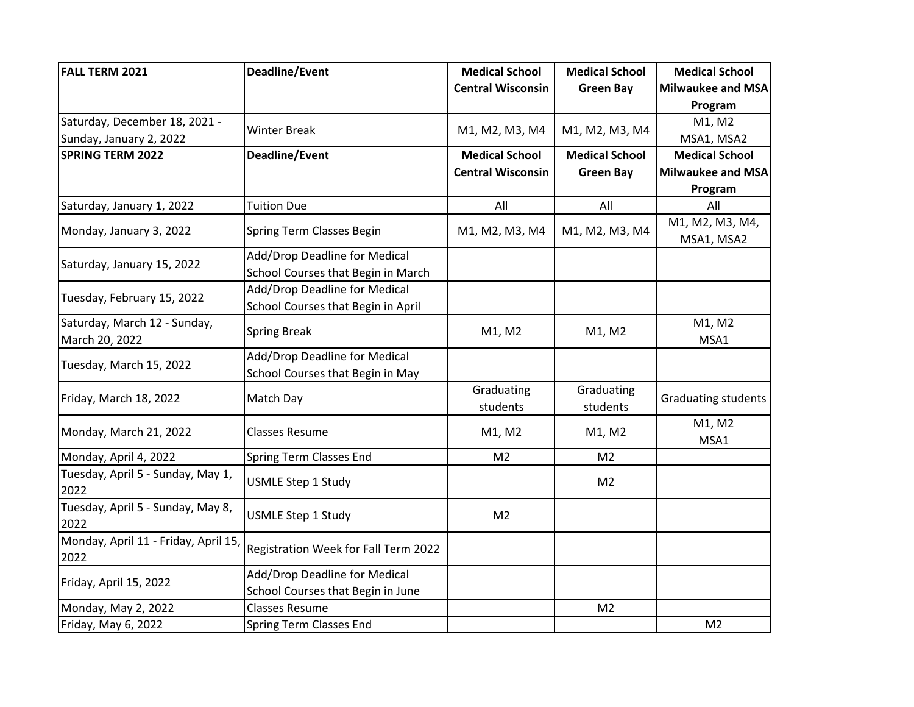| FALL TERM 2021 | Deadline/Event | Medical School Central Wisconsin | Medical School Green Bay | Medical School Milwaukee and MSA Program |
|---|---|---|---|---|
| Saturday, December 18, 2021 - Sunday, January 2, 2022 | Winter Break | M1, M2, M3, M4 | M1, M2, M3, M4 | M1, M2 MSA1, MSA2 |
| **SPRING TERM 2022** | **Deadline/Event** | **Medical School Central Wisconsin** | **Medical School Green Bay** | **Medical School Milwaukee and MSA Program** |
| Saturday, January 1, 2022 | Tuition Due | All | All | All |
| Monday, January 3, 2022 | Spring Term Classes Begin | M1, M2, M3, M4 | M1, M2, M3, M4 | M1, M2, M3, M4, MSA1, MSA2 |
| Saturday, January 15, 2022 | Add/Drop Deadline for Medical School Courses that Begin in March | | | |
| Tuesday, February 15, 2022 | Add/Drop Deadline for Medical School Courses that Begin in April | | | |
| Saturday, March 12 - Sunday, March 20, 2022 | Spring Break | M1, M2 | M1, M2 | M1, M2 MSA1 |
| Tuesday, March 15, 2022 | Add/Drop Deadline for Medical School Courses that Begin in May | | | |
| Friday, March 18, 2022 | Match Day | Graduating students | Graduating students | Graduating students |
| Monday, March 21, 2022 | Classes Resume | M1, M2 | M1, M2 | M1, M2 MSA1 |
| Monday, April 4, 2022 | Spring Term Classes End | M2 | M2 | |
| Tuesday, April 5 - Sunday, May 1, 2022 | USMLE Step 1 Study | | M2 | |
| Tuesday, April 5 - Sunday, May 8, 2022 | USMLE Step 1 Study | M2 | | |
| Monday, April 11 - Friday, April 15, 2022 | Registration Week for Fall Term 2022 | | | |
| Friday, April 15, 2022 | Add/Drop Deadline for Medical School Courses that Begin in June | | | |
| Monday, May 2, 2022 | Classes Resume | | M2 | |
| Friday, May 6, 2022 | Spring Term Classes End | | | M2 |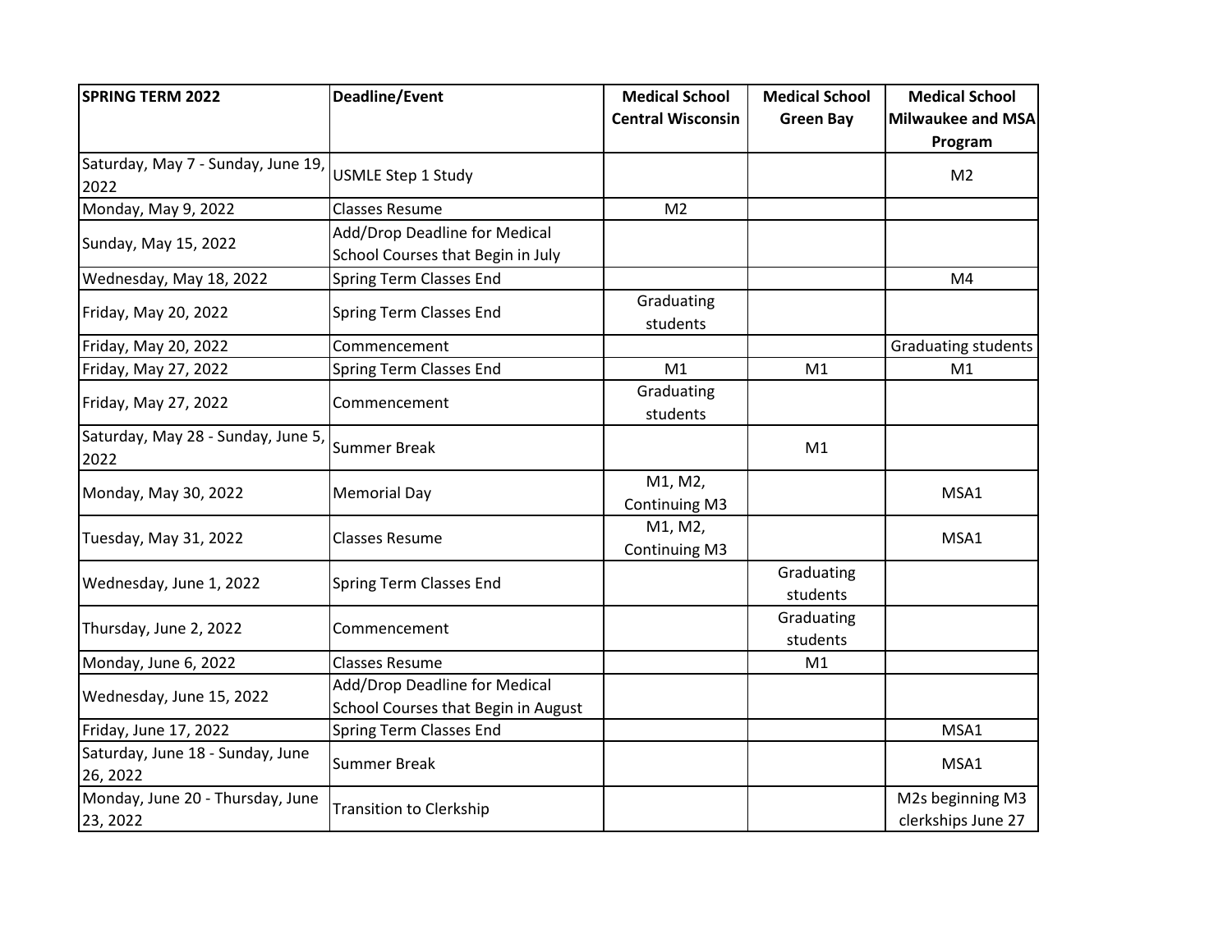| SPRING TERM 2022 | Deadline/Event | Medical School Central Wisconsin | Medical School Green Bay | Medical School Milwaukee and MSA Program |
| --- | --- | --- | --- | --- |
| Saturday, May 7 - Sunday, June 19, 2022 | USMLE Step 1 Study | | | M2 |
| Monday, May 9, 2022 | Classes Resume | M2 | | |
| Sunday, May 15, 2022 | Add/Drop Deadline for Medical School Courses that Begin in July | | | |
| Wednesday, May 18, 2022 | Spring Term Classes End | | | M4 |
| Friday, May 20, 2022 | Spring Term Classes End | Graduating students | | |
| Friday, May 20, 2022 | Commencement | | | Graduating students |
| Friday, May 27, 2022 | Spring Term Classes End | M1 | M1 | M1 |
| Friday, May 27, 2022 | Commencement | Graduating students | | |
| Saturday, May 28 - Sunday, June 5, 2022 | Summer Break | | M1 | |
| Monday, May 30, 2022 | Memorial Day | M1, M2, Continuing M3 | | MSA1 |
| Tuesday, May 31, 2022 | Classes Resume | M1, M2, Continuing M3 | | MSA1 |
| Wednesday, June 1, 2022 | Spring Term Classes End | | Graduating students | |
| Thursday, June 2, 2022 | Commencement | | Graduating students | |
| Monday, June 6, 2022 | Classes Resume | | M1 | |
| Wednesday, June 15, 2022 | Add/Drop Deadline for Medical School Courses that Begin in August | | | |
| Friday, June 17, 2022 | Spring Term Classes End | | | MSA1 |
| Saturday, June 18 - Sunday, June 26, 2022 | Summer Break | | | MSA1 |
| Monday, June 20 - Thursday, June 23, 2022 | Transition to Clerkship | | | M2s beginning M3 clerkships June 27 |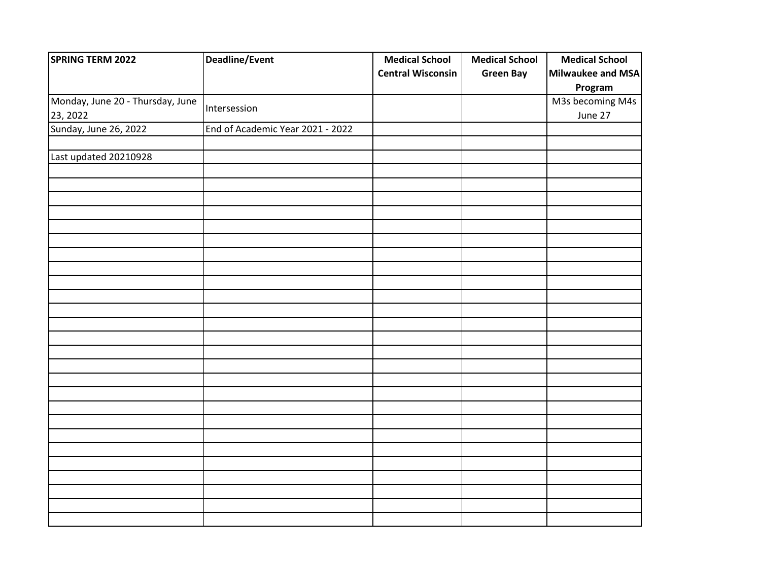| SPRING TERM 2022 | Deadline/Event | Medical School Central Wisconsin | Medical School Green Bay | Medical School Milwaukee and MSA Program |
| --- | --- | --- | --- | --- |
| Monday, June 20 - Thursday, June 23, 2022 | Intersession | | | M3s becoming M4s June 27 |
| Sunday, June 26, 2022 | End of Academic Year 2021 - 2022 | | | |
| | | | | |
| Last updated 20210928 | | | | |